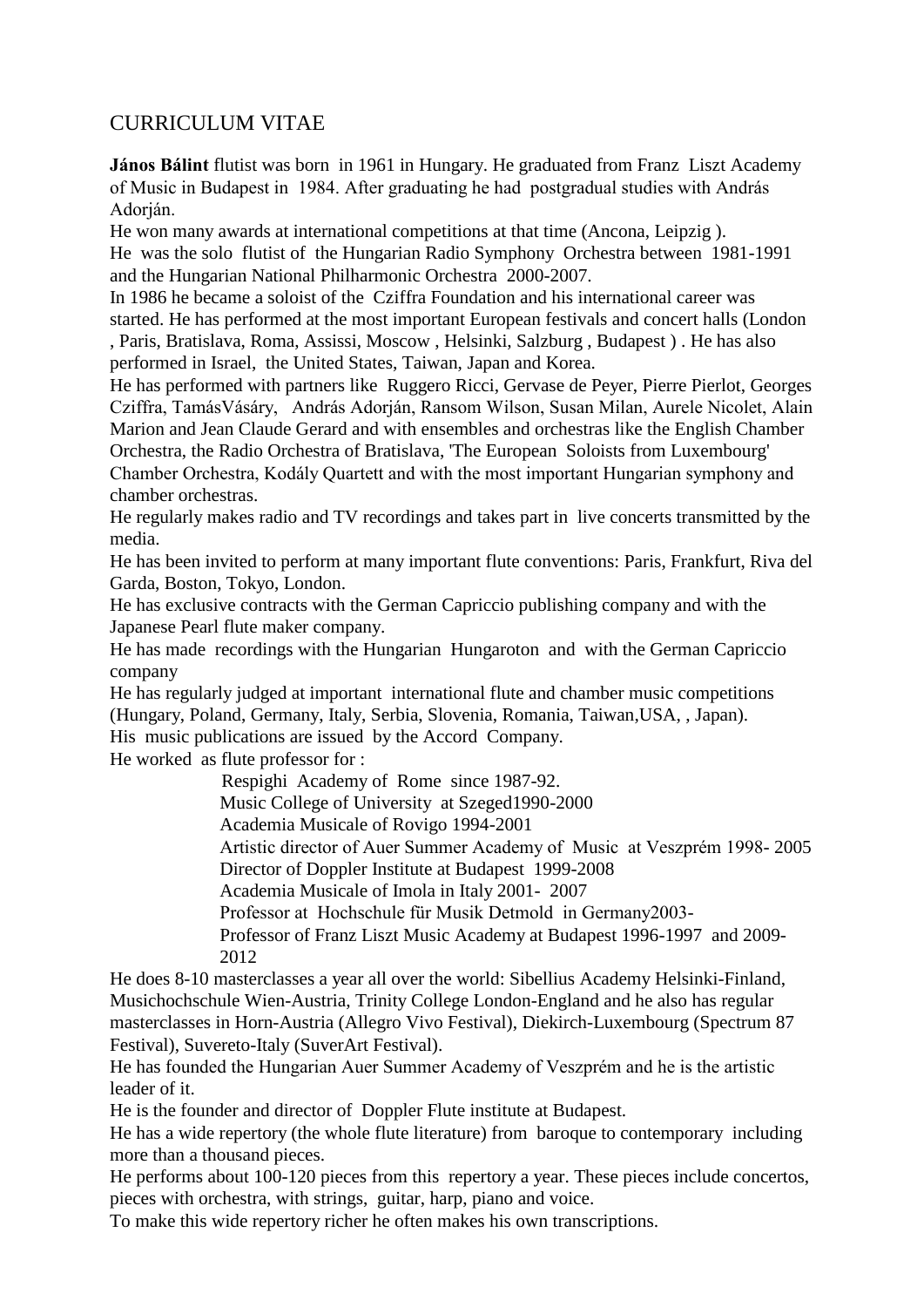# CURRICULUM VITAE

**János Bálint** flutist was born in 1961 in Hungary. He graduated from Franz Liszt Academy of Music in Budapest in 1984. After graduating he had postgradual studies with András Adorján.

He won many awards at international competitions at that time (Ancona, Leipzig ).

He was the solo flutist of the Hungarian Radio Symphony Orchestra between 1981-1991 and the Hungarian National Philharmonic Orchestra 2000-2007.

In 1986 he became a soloist of the Cziffra Foundation and his international career was started. He has performed at the most important European festivals and concert halls (London , Paris, Bratislava, Roma, Assissi, Moscow , Helsinki, Salzburg , Budapest ) . He has also performed in Israel, the United States, Taiwan, Japan and Korea.

He has performed with partners like Ruggero Ricci, Gervase de Peyer, Pierre Pierlot, Georges Cziffra, TamásVásáry, András Adorján, Ransom Wilson, Susan Milan, Aurele Nicolet, Alain Marion and Jean Claude Gerard and with ensembles and orchestras like the English Chamber Orchestra, the Radio Orchestra of Bratislava, 'The European Soloists from Luxembourg' Chamber Orchestra, Kodály Quartett and with the most important Hungarian symphony and chamber orchestras.

He regularly makes radio and TV recordings and takes part in live concerts transmitted by the media.

He has been invited to perform at many important flute conventions: Paris, Frankfurt, Riva del Garda, Boston, Tokyo, London.

He has exclusive contracts with the German Capriccio publishing company and with the Japanese Pearl flute maker company.

He has made recordings with the Hungarian Hungaroton and with the German Capriccio company

He has regularly judged at important international flute and chamber music competitions (Hungary, Poland, Germany, Italy, Serbia, Slovenia, Romania, Taiwan,USA, , Japan).

His music publications are issued by the Accord Company.

He worked as flute professor for :

- Respighi Academy of Rome since 1987-92.
- Music College of University at Szeged1990-2000
- Academia Musicale of Rovigo 1994-2001
- Artistic director of Auer Summer Academy of Music at Veszprém 1998- 2005
- Director of Doppler Institute at Budapest 1999-2008
- Academia Musicale of Imola in Italy 2001- 2007
- Professor at Hochschule für Musik Detmold in Germany2003-
- Professor of Franz Liszt Music Academy at Budapest 1996-1997 and 2009-2012

He does 8-10 masterclasses a year all over the world: Sibellius Academy Helsinki-Finland, Musichochschule Wien-Austria, Trinity College London-England and he also has regular masterclasses in Horn-Austria (Allegro Vivo Festival), Diekirch-Luxembourg (Spectrum 87 Festival), Suvereto-Italy (SuverArt Festival).

He has founded the Hungarian Auer Summer Academy of Veszprém and he is the artistic leader of it.

He is the founder and director of Doppler Flute institute at Budapest.

He has a wide repertory (the whole flute literature) from baroque to contemporary including more than a thousand pieces.

He performs about 100-120 pieces from this repertory a year. These pieces include concertos, pieces with orchestra, with strings, guitar, harp, piano and voice.

To make this wide repertory richer he often makes his own transcriptions.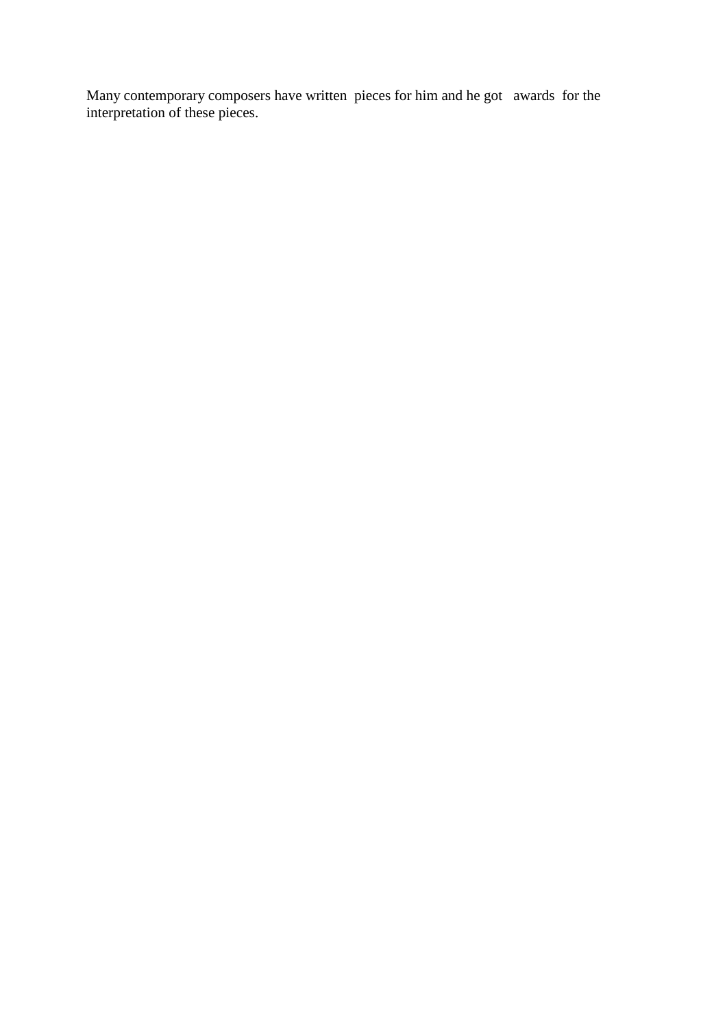Many contemporary composers have written pieces for him and he got awards for the interpretation of these pieces.